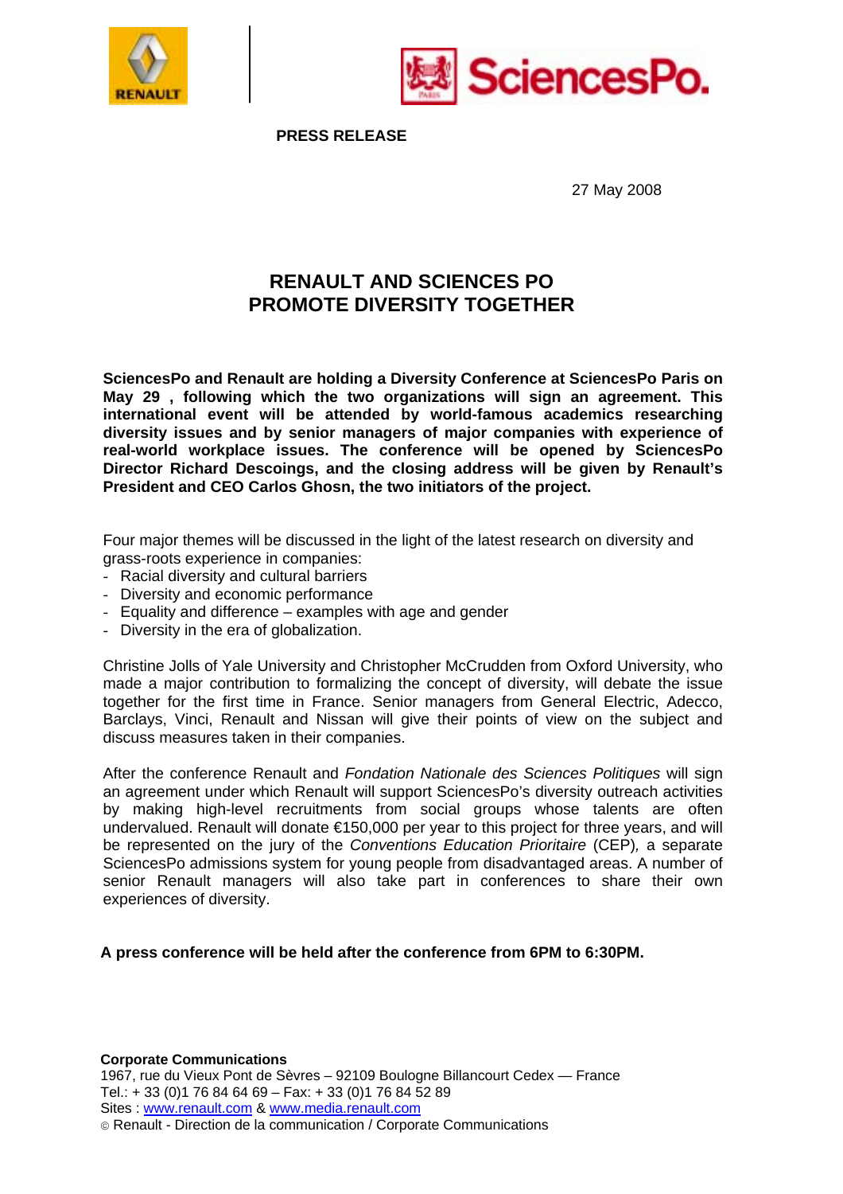**PRESS RELEASE**

27 May 2008

# RENAULT AND SCIENCES PO PROMOTE DIVERSITY TOGETHER

**SciencesPo and Renault are holding a Diversity Conference at SciencesPo Paris on May 29 , following which the two organizations will sign an agreement. This international event will be attended by world-famous academics researching diversity issues and by senior managers of major companies with experience of real-world workplace issues. The conference will be opened by SciencesPo Director Richard Descoings, and the closing address will be given by Renault's President and CEO Carlos Ghosn, the two initiators of the project.**

Four major themes will be discussed in the light of the latest research on diversity and grass-roots experience in companies:

- Racial diversity and cultural barriers
- Diversity and economic performance
- Equality and difference – examples with age and gender
- Diversity in the era of globalization.

Christine Jolls of Yale University and Christopher McCrudden from Oxford University, who made a major contribution to formalizing the concept of diversity, will debate the issue together for the first time in France. Senior managers from General Electric, Adecco, Barclays, Vinci, Renault and Nissan will give their points of view on the subject and discuss measures taken in their companies.

After the conference Renault and *Fondation Nationale des Sciences Politiques* will sign an agreement under which Renault will support SciencesPo's diversity outreach activities by making high-level recruitments from social groups whose talents are often undervalued. Renault will donate €150,000 per year to this project for three years, and will be represented on the jury of the *Conventions Education Prioritaire* (CEP)*,* a separate SciencesPo admissions system for young people from disadvantaged areas. A number of senior Renault managers will also take part in conferences to share their own experiences of diversity.

**A press conference will be held after the conference from 6PM to 6:30PM.**

**Corporate Communications**
1967, rue du Vieux Pont de Sèvres – 92109 Boulogne Billancourt Cedex — France
Tel.: + 33 (0)1 76 84 64 69 – Fax: + 33 (0)1 76 84 52 89
Sites : www.renault.com & www.media.renault.com
© Renault - Direction de la communication / Corporate Communications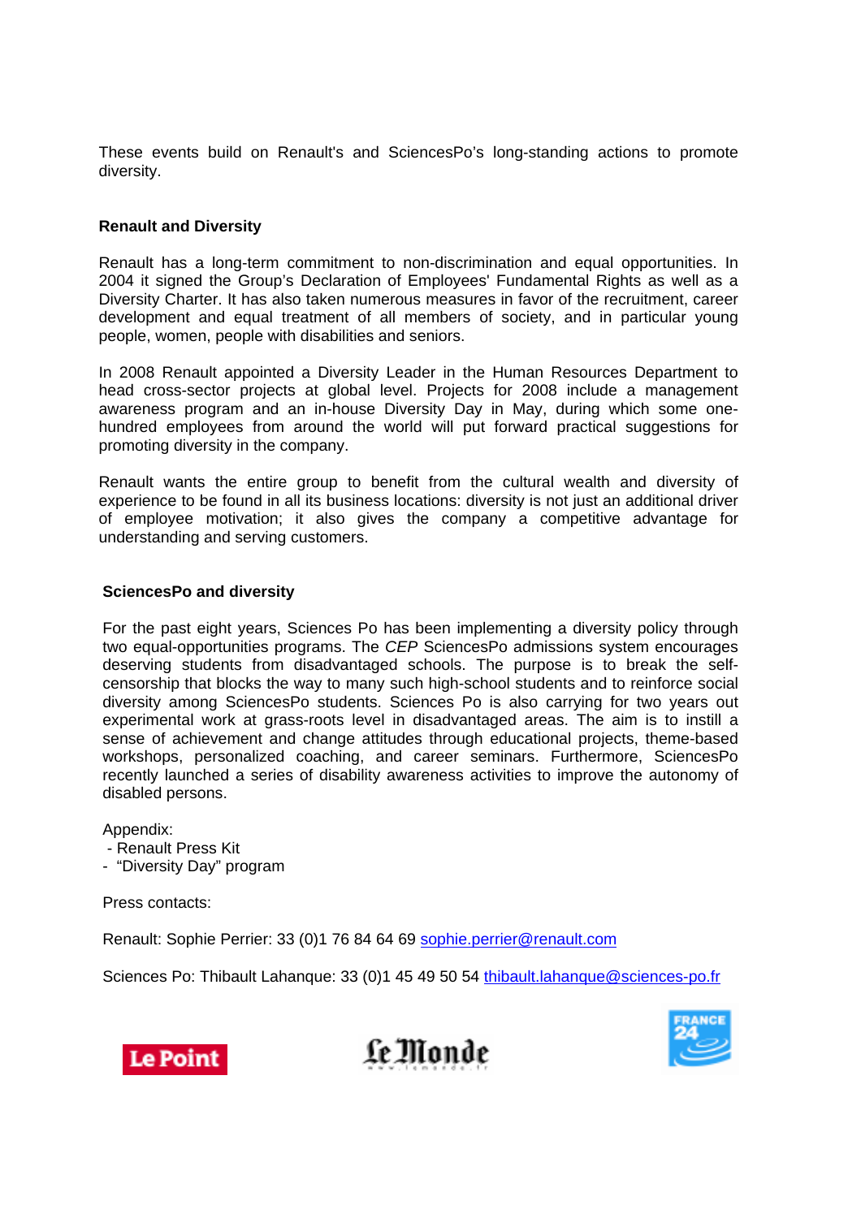These events build on Renault's and SciencesPo's long-standing actions to promote diversity.

## Renault and Diversity

Renault has a long-term commitment to non-discrimination and equal opportunities. In 2004 it signed the Group's Declaration of Employees' Fundamental Rights as well as a Diversity Charter. It has also taken numerous measures in favor of the recruitment, career development and equal treatment of all members of society, and in particular young people, women, people with disabilities and seniors.

In 2008 Renault appointed a Diversity Leader in the Human Resources Department to head cross-sector projects at global level. Projects for 2008 include a management awareness program and an in-house Diversity Day in May, during which some one-hundred employees from around the world will put forward practical suggestions for promoting diversity in the company.

Renault wants the entire group to benefit from the cultural wealth and diversity of experience to be found in all its business locations: diversity is not just an additional driver of employee motivation; it also gives the company a competitive advantage for understanding and serving customers.

## SciencesPo and diversity

For the past eight years, Sciences Po has been implementing a diversity policy through two equal-opportunities programs. The *CEP* SciencesPo admissions system encourages deserving students from disadvantaged schools. The purpose is to break the self-censorship that blocks the way to many such high-school students and to reinforce social diversity among SciencesPo students. Sciences Po is also carrying for two years out experimental work at grass-roots level in disadvantaged areas. The aim is to instill a sense of achievement and change attitudes through educational projects, theme-based workshops, personalized coaching, and career seminars. Furthermore, SciencesPo recently launched a series of disability awareness activities to improve the autonomy of disabled persons.

Appendix:

- Renault Press Kit
- "Diversity Day" program

Press contacts:

Renault: Sophie Perrier: 33 (0)1 76 84 64 69 sophie.perrier@renault.com

Sciences Po: Thibault Lahanque: 33 (0)1 45 49 50 54 thibault.lahanque@sciences-po.fr

Le Point Le Monde FRANCE 24